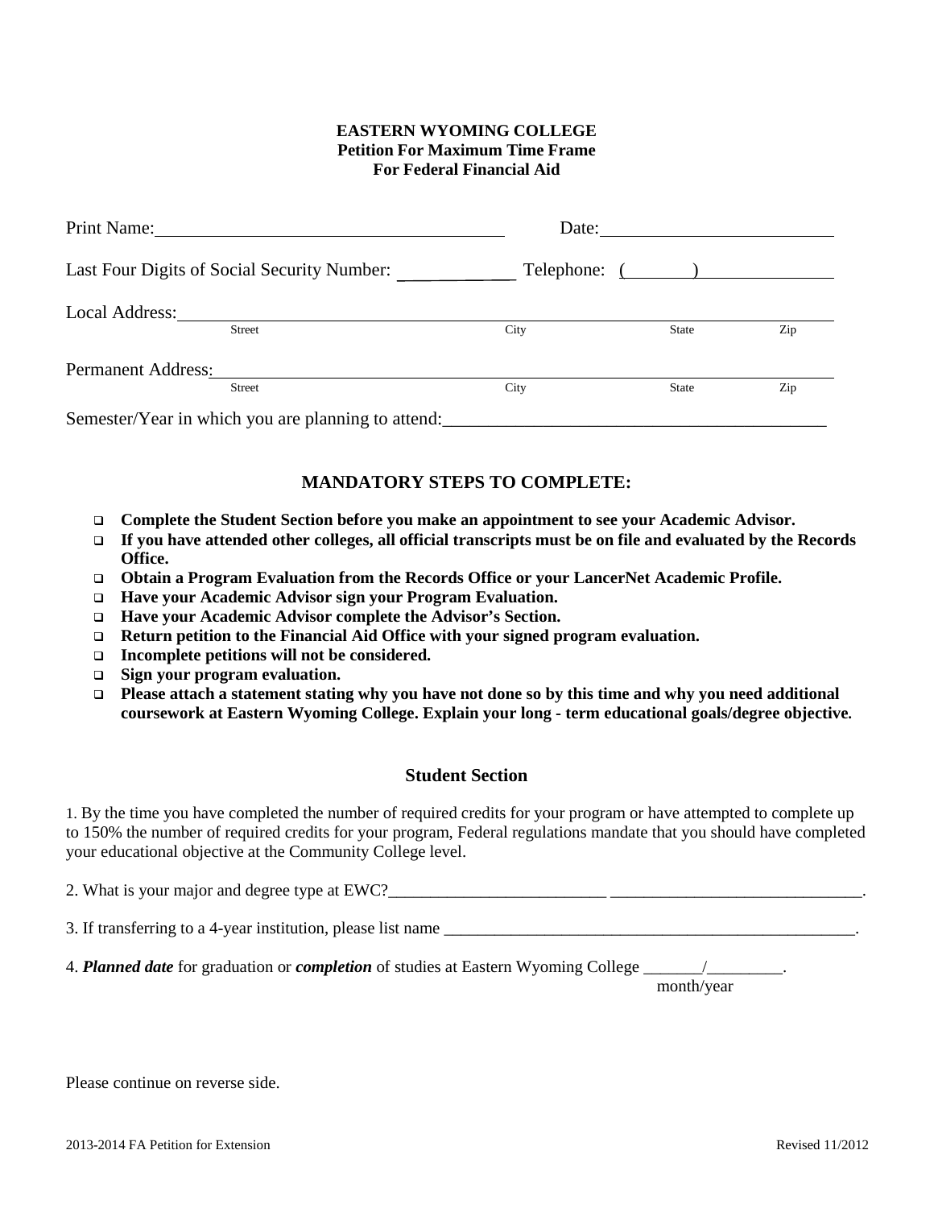**EASTERN WYOMING COLLEGE**
**Petition For Maximum Time Frame**
**For Federal Financial Aid**

Print Name:_______________________________________ Date:___________________________

Last Four Digits of Social Security Number: _____________ Telephone: (_______)_______________

Local Address:___________________________________________________________________
Street City State Zip

Permanent Address:_______________________________________________________________
Street City State Zip

Semester/Year in which you are planning to attend:__________________________________________

## MANDATORY STEPS TO COMPLETE:

- **Complete the Student Section before you make an appointment to see your Academic Advisor.**
- **If you have attended other colleges, all official transcripts must be on file and evaluated by the Records Office.**
- **Obtain a Program Evaluation from the Records Office or your LancerNet Academic Profile.**
- **Have your Academic Advisor sign your Program Evaluation.**
- **Have your Academic Advisor complete the Advisor's Section.**
- **Return petition to the Financial Aid Office with your signed program evaluation.**
- **Incomplete petitions will not be considered.**
- **Sign your program evaluation.**
- **Please attach a statement stating why you have not done so by this time and why you need additional coursework at Eastern Wyoming College. Explain your long - term educational goals/degree objective.**

## Student Section

1. By the time you have completed the number of required credits for your program or have attempted to complete up to 150% the number of required credits for your program, Federal regulations mandate that you should have completed your educational objective at the Community College level.

2. What is your major and degree type at EWC?__________________________ ______________________________.

3. If transferring to a 4-year institution, please list name ___________________________________________________.

4. ***Planned date*** for graduation or ***completion*** of studies at Eastern Wyoming College _______/_________.
month/year

Please continue on reverse side.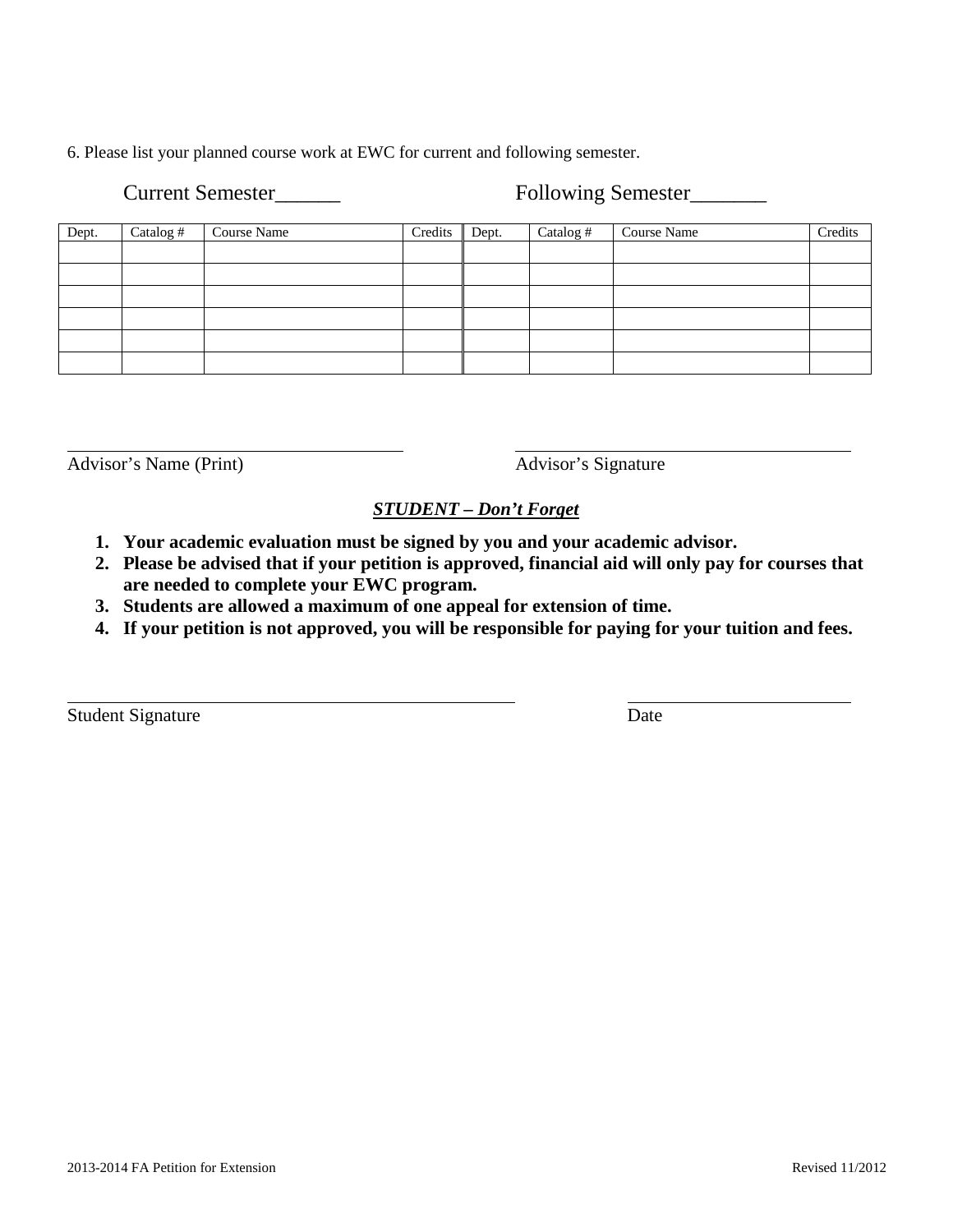6. Please list your planned course work at EWC for current and following semester.

Current Semester______ Following Semester_______

| Dept. | Catalog # | Course Name | Credits | Dept. | Catalog # | Course Name | Credits |
|---|---|---|---|---|---|---|---|
| | | | | | | | |
| | | | | | | | |
| | | | | | | | |
| | | | | | | | |
| | | | | | | | |
| | | | | | | | |

_________________________________ _________________________________

Advisor's Name (Print) Advisor's Signature

***STUDENT – Don't Forget***

1. **Your academic evaluation must be signed by you and your academic advisor.**
2. **Please be advised that if your petition is approved, financial aid will only pay for courses that are needed to complete your EWC program.**
3. **Students are allowed a maximum of one appeal for extension of time.**
4. **If your petition is not approved, you will be responsible for paying for your tuition and fees.**

_____________________________________________ ______________________

Student Signature Date

2013-2014 FA Petition for Extension Revised 11/2012